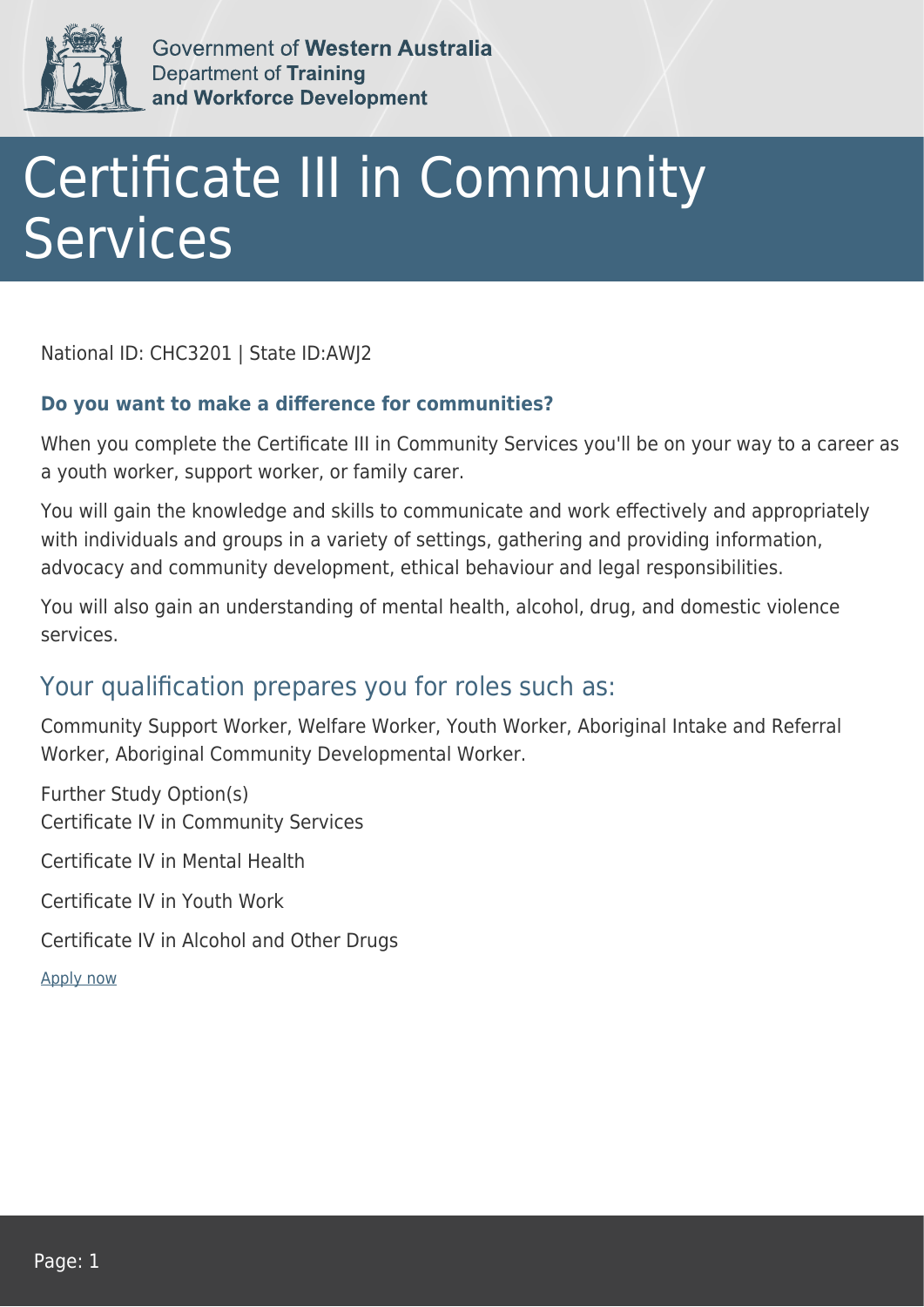Government of **Western Australia**
Department of **Training and Workforce Development**

# Certificate III in Community Services

National ID: CHC3201 | State ID:AWJ2

**Do you want to make a difference for communities?**

When you complete the Certificate III in Community Services you'll be on your way to a career as a youth worker, support worker, or family carer.

You will gain the knowledge and skills to communicate and work effectively and appropriately with individuals and groups in a variety of settings, gathering and providing information, advocacy and community development, ethical behaviour and legal responsibilities.

You will also gain an understanding of mental health, alcohol, drug, and domestic violence services.

## Your qualification prepares you for roles such as:

Community Support Worker, Welfare Worker, Youth Worker, Aboriginal Intake and Referral Worker, Aboriginal Community Developmental Worker.

Further Study Option(s)
Certificate IV in Community Services

Certificate IV in Mental Health

Certificate IV in Youth Work

Certificate IV in Alcohol and Other Drugs

Apply now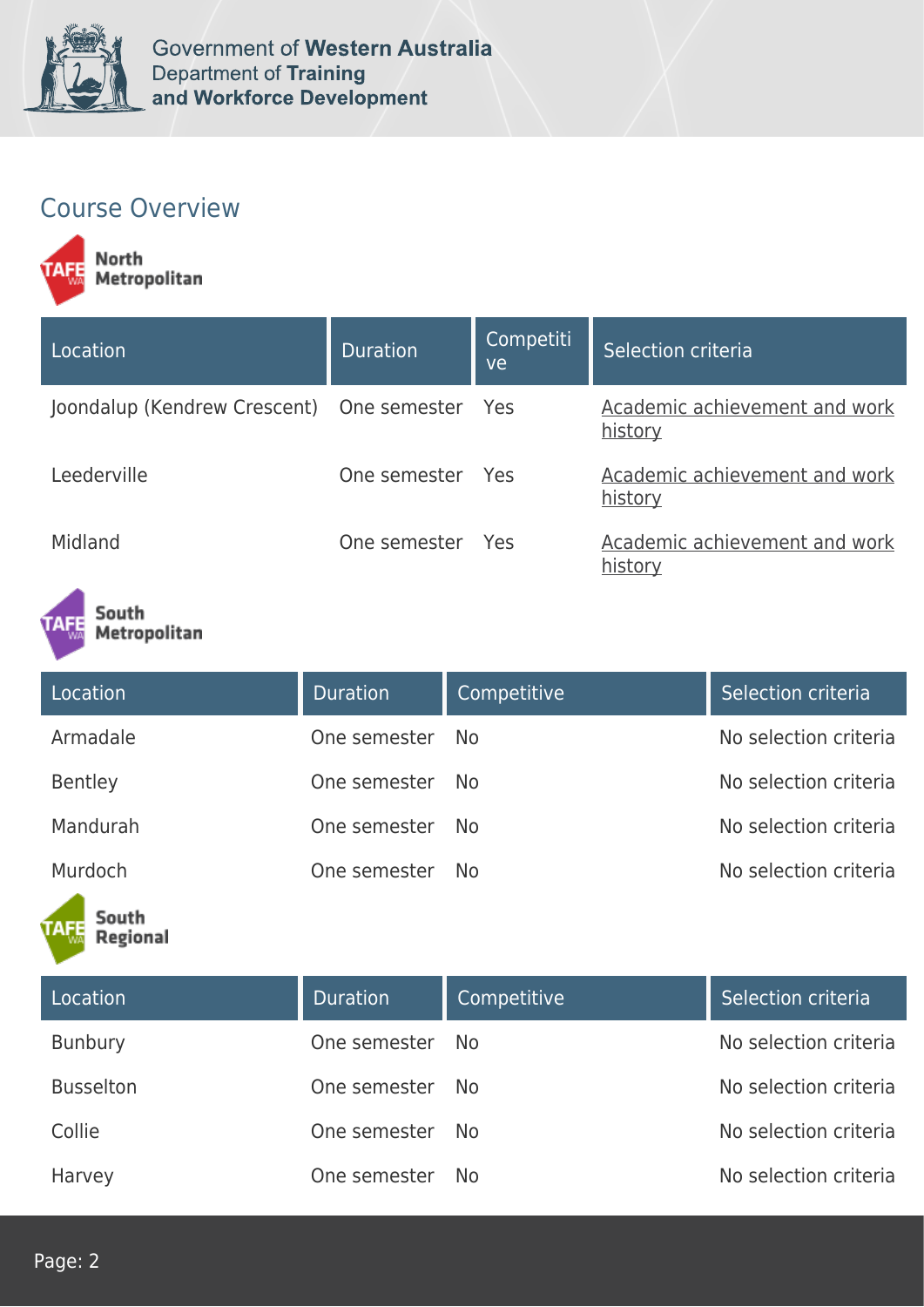## Course Overview

**North Metropolitan**

| Location | Duration | Competitive | Selection criteria |
| --- | --- | --- | --- |
| Joondalup (Kendrew Crescent) | One semester | Yes | Academic achievement and work history |
| Leederville | One semester | Yes | Academic achievement and work history |
| Midland | One semester | Yes | Academic achievement and work history |

**South Metropolitan**

| Location | Duration | Competitive | Selection criteria |
| --- | --- | --- | --- |
| Armadale | One semester | No | No selection criteria |
| Bentley | One semester | No | No selection criteria |
| Mandurah | One semester | No | No selection criteria |
| Murdoch | One semester | No | No selection criteria |

**South Regional**

| Location | Duration | Competitive | Selection criteria |
| --- | --- | --- | --- |
| Bunbury | One semester | No | No selection criteria |
| Busselton | One semester | No | No selection criteria |
| Collie | One semester | No | No selection criteria |
| Harvey | One semester | No | No selection criteria |